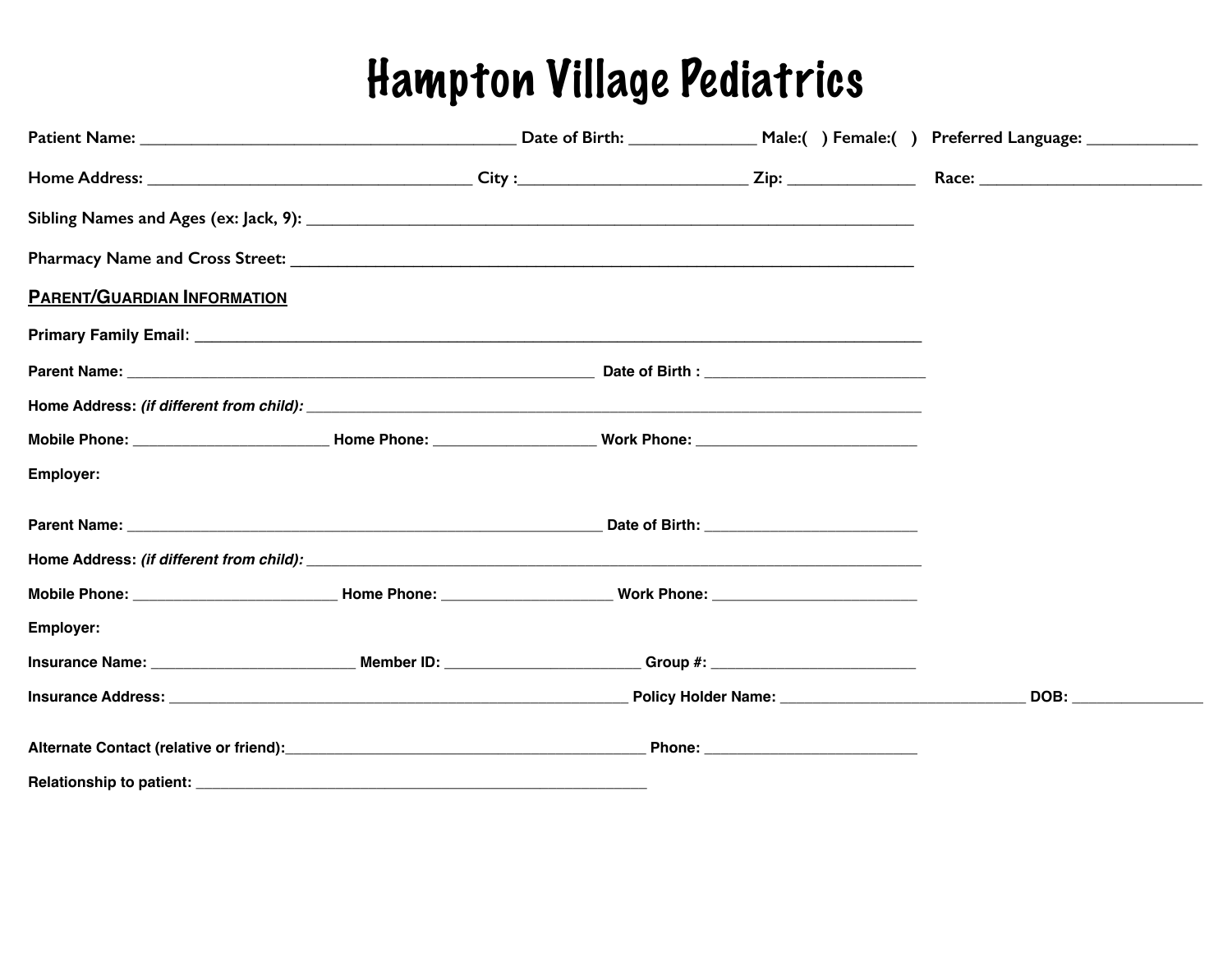# Hampton Village Pediatrics

Patient Name: ________________________________________ Date of Birth: _____________ Male:(   ) Female:(   )   Preferred Language: ____________

Home Address: __________________________________ City :_________________________ Zip: _____________   Race: ________________________

Sibling Names and Ages (ex: Jack, 9): ______________________________________________________________

Pharmacy Name and Cross Street: ________________________________________________________________

**<u>PARENT/GUARDIAN INFORMATION</u>**

**Primary Family Email:** _____________________________________________________________________________

**Parent Name:** __________________________________________________ **Date of Birth :** _______________________

**Home Address:** ***(if different from child):*** _________________________________________________________________

**Mobile Phone:** _____________________ **Home Phone:** __________________ **Work Phone:** _______________________

**Employer:**

**Parent Name:** __________________________________________________ **Date of Birth:** ______________________

**Home Address:** ***(if different from child):*** _________________________________________________________________

**Mobile Phone:** ______________________ **Home Phone:** ___________________ **Work Phone:** ______________________

**Employer:**

**Insurance Name:** ______________________ **Member ID:** _____________________ **Group #:** ______________________

**Insurance Address:** ________________________________________________ **Policy Holder Name:** ___________________________ **DOB:** ______________

**Alternate Contact (relative or friend):**_______________________________________ **Phone:** ______________________

**Relationship to patient:** ________________________________________________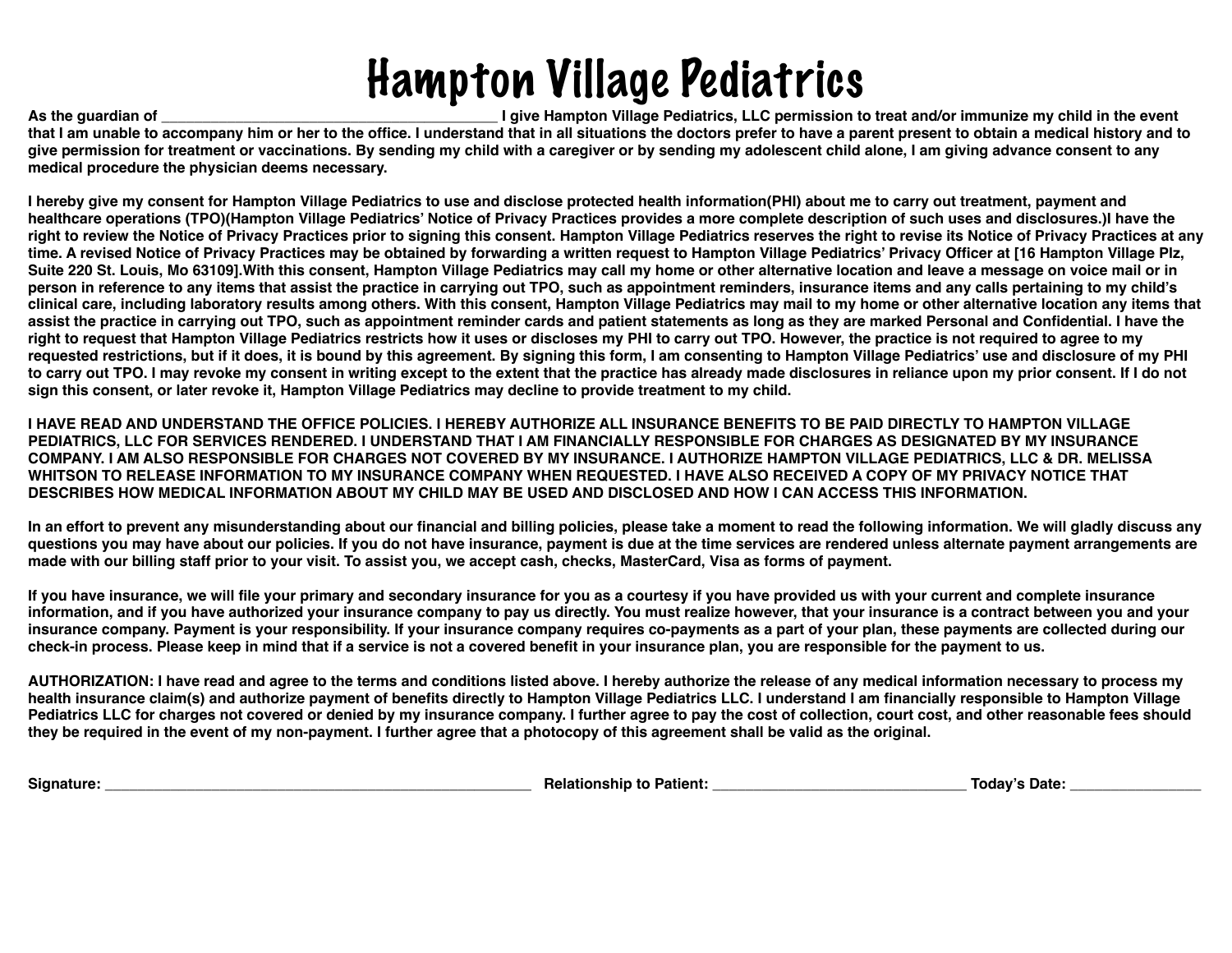# Hampton Village Pediatrics

**As the guardian of ________________________________________ I give Hampton Village Pediatrics, LLC permission to treat and/or immunize my child in the event that I am unable to accompany him or her to the office. I understand that in all situations the doctors prefer to have a parent present to obtain a medical history and to give permission for treatment or vaccinations. By sending my child with a caregiver or by sending my adolescent child alone, I am giving advance consent to any medical procedure the physician deems necessary.**

**I hereby give my consent for Hampton Village Pediatrics to use and disclose protected health information(PHI) about me to carry out treatment, payment and healthcare operations (TPO)(Hampton Village Pediatrics' Notice of Privacy Practices provides a more complete description of such uses and disclosures.)I have the right to review the Notice of Privacy Practices prior to signing this consent. Hampton Village Pediatrics reserves the right to revise its Notice of Privacy Practices at any time. A revised Notice of Privacy Practices may be obtained by forwarding a written request to Hampton Village Pediatrics' Privacy Officer at [16 Hampton Village Plz, Suite 220 St. Louis, Mo 63109].With this consent, Hampton Village Pediatrics may call my home or other alternative location and leave a message on voice mail or in person in reference to any items that assist the practice in carrying out TPO, such as appointment reminders, insurance items and any calls pertaining to my child's clinical care, including laboratory results among others. With this consent, Hampton Village Pediatrics may mail to my home or other alternative location any items that assist the practice in carrying out TPO, such as appointment reminder cards and patient statements as long as they are marked Personal and Confidential. I have the right to request that Hampton Village Pediatrics restricts how it uses or discloses my PHI to carry out TPO. However, the practice is not required to agree to my requested restrictions, but if it does, it is bound by this agreement. By signing this form, I am consenting to Hampton Village Pediatrics' use and disclosure of my PHI to carry out TPO. I may revoke my consent in writing except to the extent that the practice has already made disclosures in reliance upon my prior consent. If I do not sign this consent, or later revoke it, Hampton Village Pediatrics may decline to provide treatment to my child.**

**I HAVE READ AND UNDERSTAND THE OFFICE POLICIES. I HEREBY AUTHORIZE ALL INSURANCE BENEFITS TO BE PAID DIRECTLY TO HAMPTON VILLAGE PEDIATRICS, LLC FOR SERVICES RENDERED. I UNDERSTAND THAT I AM FINANCIALLY RESPONSIBLE FOR CHARGES AS DESIGNATED BY MY INSURANCE COMPANY. I AM ALSO RESPONSIBLE FOR CHARGES NOT COVERED BY MY INSURANCE. I AUTHORIZE HAMPTON VILLAGE PEDIATRICS, LLC & DR. MELISSA WHITSON TO RELEASE INFORMATION TO MY INSURANCE COMPANY WHEN REQUESTED. I HAVE ALSO RECEIVED A COPY OF MY PRIVACY NOTICE THAT DESCRIBES HOW MEDICAL INFORMATION ABOUT MY CHILD MAY BE USED AND DISCLOSED AND HOW I CAN ACCESS THIS INFORMATION.**

**In an effort to prevent any misunderstanding about our financial and billing policies, please take a moment to read the following information. We will gladly discuss any questions you may have about our policies. If you do not have insurance, payment is due at the time services are rendered unless alternate payment arrangements are made with our billing staff prior to your visit. To assist you, we accept cash, checks, MasterCard, Visa as forms of payment.**

**If you have insurance, we will file your primary and secondary insurance for you as a courtesy if you have provided us with your current and complete insurance information, and if you have authorized your insurance company to pay us directly. You must realize however, that your insurance is a contract between you and your insurance company. Payment is your responsibility. If your insurance company requires co-payments as a part of your plan, these payments are collected during our check-in process. Please keep in mind that if a service is not a covered benefit in your insurance plan, you are responsible for the payment to us.**

**AUTHORIZATION: I have read and agree to the terms and conditions listed above. I hereby authorize the release of any medical information necessary to process my health insurance claim(s) and authorize payment of benefits directly to Hampton Village Pediatrics LLC. I understand I am financially responsible to Hampton Village Pediatrics LLC for charges not covered or denied by my insurance company. I further agree to pay the cost of collection, court cost, and other reasonable fees should they be required in the event of my non-payment. I further agree that a photocopy of this agreement shall be valid as the original.**

**Signature:** ____________________________________________________ **Relationship to Patient:** _______________________________ **Today's Date:** ________________